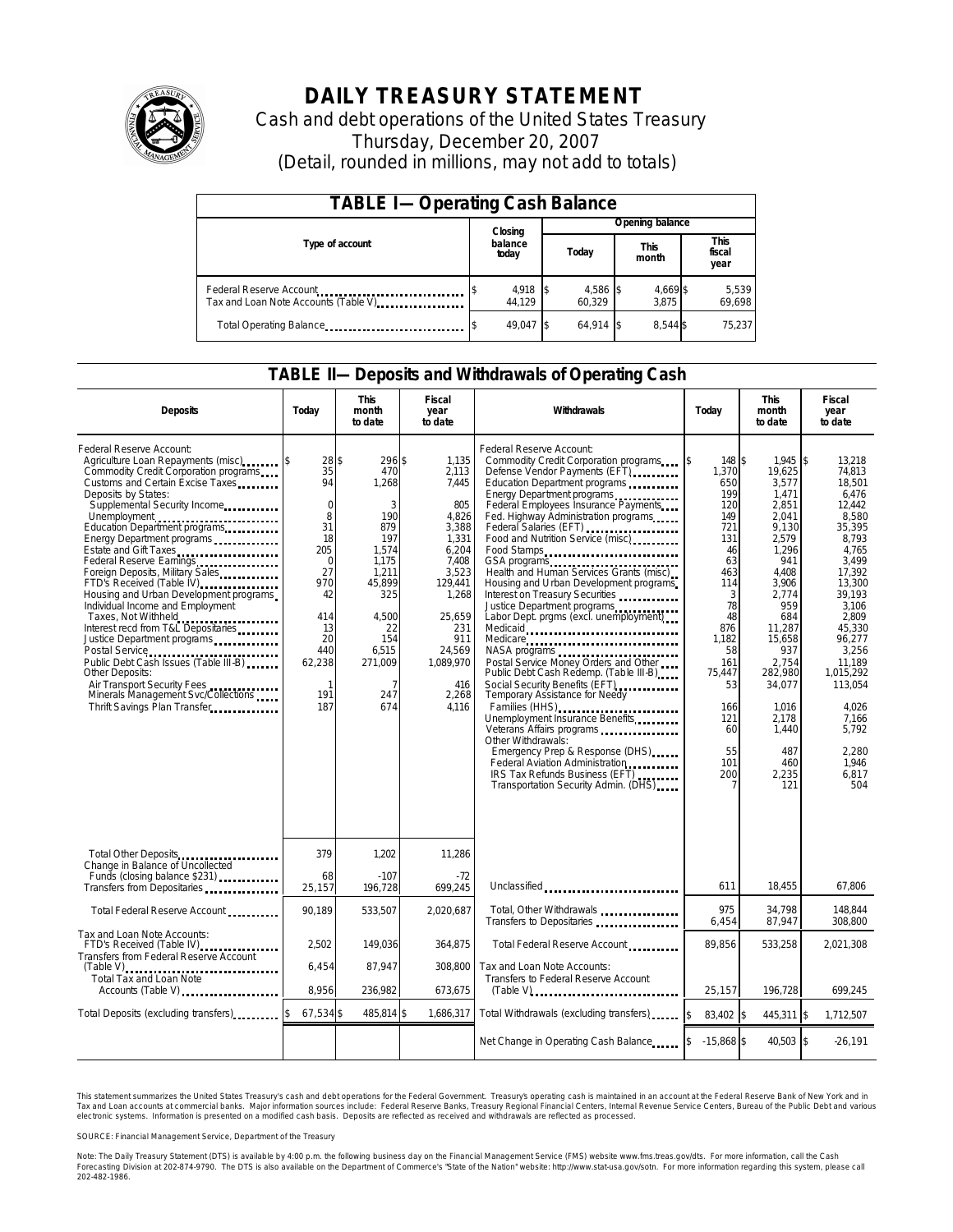# DAILY TREASURY STATEMENT

Cash and debt operations of the United States Treasury

Thursday, December 20, 2007

(Detail, rounded in millions, may not add to totals)

## TABLE I—Operating Cash Balance

| Type of account | Closing balance today | Opening balance Today | Opening balance This month | Opening balance This fiscal year |
|---|---|---|---|---|
| Federal Reserve Account | $ 4,918 | $ 4,586 | $ 4,669 | $ 5,539 |
| Tax and Loan Note Accounts (Table V) | 44,129 | 60,329 | 3,875 | 69,698 |
| Total Operating Balance | $ 49,047 | $ 64,914 | $ 8,544 | $ 75,237 |

## TABLE II—Deposits and Withdrawals of Operating Cash

| Deposits | Today | This month to date | Fiscal year to date | Withdrawals | Today | This month to date | Fiscal year to date |
|---|---|---|---|---|---|---|---|
| Federal Reserve Account: | | | | Federal Reserve Account: | | | |
| Agriculture Loan Repayments (misc) | $ 28 | $ 296 | $ 1,135 | Commodity Credit Corporation programs | $ 148 | $ 1,945 | $ 13,218 |
| Commodity Credit Corporation programs | 35 | 470 | 2,113 | Defense Vendor Payments (EFT) | 1,370 | 19,625 | 74,813 |
| Customs and Certain Excise Taxes | 94 | 1,268 | 7,445 | Education Department programs | 650 | 3,577 | 18,501 |
| Deposits by States: | | | | Energy Department programs | 199 | 1,471 | 6,476 |
| Supplemental Security Income | 0 | 3 | 805 | Federal Employees Insurance Payments | 120 | 2,851 | 12,442 |
| Unemployment | 8 | 190 | 4,826 | Fed. Highway Administration programs | 149 | 2,041 | 8,580 |
| Education Department programs | 31 | 879 | 3,388 | Federal Salaries (EFT) | 721 | 9,130 | 35,395 |
| Energy Department programs | 18 | 197 | 1,331 | Food and Nutrition Service (misc) | 131 | 2,579 | 8,793 |
| Estate and Gift Taxes | 205 | 1,574 | 6,204 | Food Stamps | 46 | 1,296 | 4,765 |
| Federal Reserve Earnings | 0 | 1,175 | 7,408 | GSA programs | 63 | 941 | 3,499 |
| Foreign Deposits, Military Sales | 27 | 1,211 | 3,523 | Health and Human Services Grants (misc) | 463 | 4,408 | 17,392 |
| FTD's Received (Table IV) | 970 | 45,899 | 129,441 | Housing and Urban Development programs | 114 | 3,906 | 13,300 |
| Housing and Urban Development programs | 42 | 325 | 1,268 | Interest on Treasury Securities | 3 | 2,774 | 39,193 |
| Individual Income and Employment Taxes, Not Withheld | 414 | 4,500 | 25,659 | Justice Department programs | 78 | 959 | 3,106 |
| Interest recd from T&L Depositaries | 13 | 22 | 231 | Labor Dept. prgms (excl. unemployment) | 48 | 684 | 2,809 |
| Justice Department programs | 20 | 154 | 911 | Medicaid | 876 | 11,287 | 45,330 |
| Postal Service | 440 | 6,515 | 24,569 | Medicare | 1,182 | 15,658 | 96,277 |
| Public Debt Cash Issues (Table III-B) | 62,238 | 271,009 | 1,089,970 | NASA programs | 58 | 937 | 3,256 |
| Other Deposits: | | | | Postal Service Money Orders and Other | 161 | 2,754 | 11,189 |
| Air Transport Security Fees | 1 | 7 | 416 | Public Debt Cash Redemp. (Table III-B) | 75,447 | 282,980 | 1,015,292 |
| Minerals Management Svc/Collections | 191 | 247 | 2,268 | Social Security Benefits (EFT) | 53 | 34,077 | 113,054 |
| Thrift Savings Plan Transfer | 187 | 674 | 4,116 | Temporary Assistance for Needy Families (HHS) | 166 | 1,016 | 4,026 |
| | | | | Unemployment Insurance Benefits | 121 | 2,178 | 7,166 |
| | | | | Veterans Affairs programs | 60 | 1,440 | 5,792 |
| | | | | Other Withdrawals: | | | |
| | | | | Emergency Prep & Response (DHS) | 55 | 487 | 2,280 |
| | | | | Federal Aviation Administration | 101 | 460 | 1,946 |
| | | | | IRS Tax Refunds Business (EFT) | 200 | 2,235 | 6,817 |
| | | | | Transportation Security Admin. (DHS) | 7 | 121 | 504 |
| Total Other Deposits | 379 | 1,202 | 11,286 | | | | |
| Change in Balance of Uncollected Funds (closing balance $231) | 68 | -107 | -72 | | | | |
| Transfers from Depositaries | 25,157 | 196,728 | 699,245 | Unclassified | 611 | 18,455 | 67,806 |
| Total Federal Reserve Account | 90,189 | 533,507 | 2,020,687 | Total, Other Withdrawals | 975 | 34,798 | 148,844 |
| | | | | Transfers to Depositaries | 6,454 | 87,947 | 308,800 |
| Tax and Loan Note Accounts: | | | | | | | |
| FTD's Received (Table IV) | 2,502 | 149,036 | 364,875 | Total Federal Reserve Account | 89,856 | 533,258 | 2,021,308 |
| Transfers from Federal Reserve Account (Table V) | 6,454 | 87,947 | 308,800 | Tax and Loan Note Accounts: | | | |
| Total Tax and Loan Note Accounts (Table V) | 8,956 | 236,982 | 673,675 | Transfers to Federal Reserve Account (Table V) | 25,157 | 196,728 | 699,245 |
| Total Deposits (excluding transfers) | $ 67,534 | $ 485,814 | $ 1,686,317 | Total Withdrawals (excluding transfers) | $ 83,402 | $ 445,311 | $ 1,712,507 |
| | | | | Net Change in Operating Cash Balance | $ -15,868 | $ 40,503 | $ -26,191 |

This statement summarizes the United States Treasury's cash and debt operations for the Federal Government. Treasury's operating cash is maintained in an account at the Federal Reserve Bank of New York and in Tax and Loan accounts at commercial banks. Major information sources include: Federal Reserve Banks, Treasury Regional Financial Centers, Internal Revenue Service Centers, Bureau of the Public Debt and various electronic systems. Information is presented on a modified cash basis. Deposits are reflected as received and withdrawals are reflected as processed.

SOURCE: Financial Management Service, Department of the Treasury

Note: The Daily Treasury Statement (DTS) is available by 4:00 p.m. the following business day on the Financial Management Service (FMS) website www.fms.treas.gov/dts. For more information, call the Cash Forecasting Division at 202-874-9790. The DTS is also available on the Department of Commerce's "State of the Nation" website: http://www.stat-usa.gov/sotn. For more information regarding this system, please call 202-482-1986.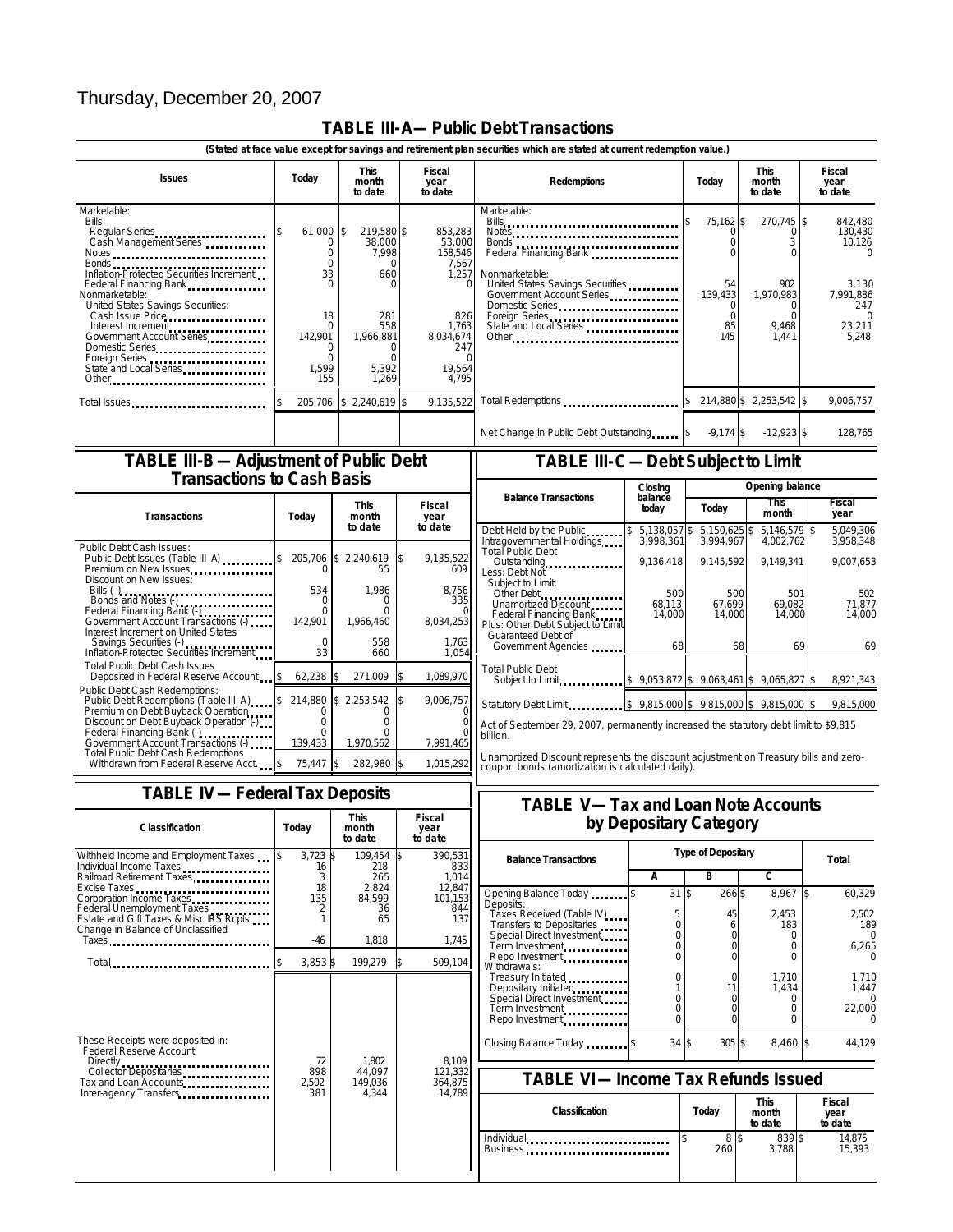Thursday, December 20, 2007

## TABLE III-A— Public Debt Transactions

(Stated at face value except for savings and retirement plan securities which are stated at current redemption value.)

| Issues | Today | This month to date | Fiscal year to date | Redemptions | Today | This month to date | Fiscal year to date |
|---|---|---|---|---|---|---|---|
| Marketable: | | | | Marketable: | | | |
| Bills: | | | | Bills | $ 75,162 | $ 270,745 | $ 842,480 |
| Regular Series | $ 61,000 | $ 219,580 | $ 853,283 | Notes | 0 | 0 | 130,430 |
| Cash Management Series | 0 | 38,000 | 53,000 | Bonds | 0 | 3 | 10,126 |
| Notes | 0 | 7,998 | 158,546 | Federal Financing Bank | 0 | 0 | 0 |
| Bonds | 0 | 0 | 7,567 | | | | |
| Inflation-Protected Securities Increment | 33 | 660 | 1,257 | Nonmarketable: | | | |
| Federal Financing Bank | 0 | 0 | 0 | United States Savings Securities | 54 | 902 | 3,130 |
| Nonmarketable: | | | | Government Account Series | 139,433 | 1,970,983 | 7,991,886 |
| United States Savings Securities: | | | | Domestic Series | 0 | 0 | 247 |
| Cash Issue Price | 18 | 281 | 826 | Foreign Series | 0 | 0 | 0 |
| Interest Increment | 0 | 558 | 1,763 | State and Local Series | 85 | 9,468 | 23,211 |
| Government Account Series | 142,901 | 1,966,881 | 8,034,674 | Other | 145 | 1,441 | 5,248 |
| Domestic Series | 0 | 0 | 247 | | | | |
| Foreign Series | 0 | 0 | 0 | | | | |
| State and Local Series | 1,599 | 5,392 | 19,564 | | | | |
| Other | 155 | 1,269 | 4,795 | | | | |
| Total Issues | $ 205,706 | $ 2,240,619 | $ 9,135,522 | Total Redemptions | $ 214,880 | $ 2,253,542 | $ 9,006,757 |
| | | | | Net Change in Public Debt Outstanding | $ -9,174 | $ -12,923 | $ 128,765 |

## TABLE III-B — Adjustment of Public Debt Transactions to Cash Basis

| Transactions | Today | This month to date | Fiscal year to date |
|---|---|---|---|
| Public Debt Cash Issues: | | | |
| Public Debt Issues (Table III-A) | $ 205,706 | $ 2,240,619 | $ 9,135,522 |
| Premium on New Issues | 0 | 55 | 609 |
| Discount on New Issues: | | | |
| Bills (-) | 534 | 1,986 | 8,756 |
| Bonds and Notes (-) | 0 | 0 | 335 |
| Federal Financing Bank (-) | 0 | 0 | 0 |
| Government Account Transactions (-) | 142,901 | 1,966,460 | 8,034,253 |
| Interest Increment on United States Savings Securities (-) | 0 | 558 | 1,763 |
| Inflation-Protected Securities Increment | 33 | 660 | 1,054 |
| Total Public Debt Cash Issues Deposited in Federal Reserve Account | $ 62,238 | $ 271,009 | $ 1,089,970 |
| Public Debt Cash Redemptions: | | | |
| Public Debt Redemptions (Table III-A) | $ 214,880 | $ 2,253,542 | $ 9,006,757 |
| Premium on Debt Buyback Operation | 0 | 0 | 0 |
| Discount on Debt Buyback Operation (-) | 0 | 0 | 0 |
| Federal Financing Bank (-) | 0 | 0 | 0 |
| Government Account Transactions (-) | 139,433 | 1,970,562 | 7,991,465 |
| Total Public Debt Cash Redemptions Withdrawn from Federal Reserve Acct. | $ 75,447 | $ 282,980 | $ 1,015,292 |

## TABLE III-C — Debt Subject to Limit

| Balance Transactions | Closing balance today | Opening balance Today | This month | Fiscal year |
|---|---|---|---|---|
| Debt Held by the Public | $ 5,138,057 | $ 5,150,625 | $ 5,146,579 | $ 5,049,306 |
| Intragovernmental Holdings | 3,998,361 | 3,994,967 | 4,002,762 | 3,958,348 |
| Total Public Debt Outstanding | 9,136,418 | 9,145,592 | 9,149,341 | 9,007,653 |
| Less: Debt Not Subject to Limit: | | | | |
| Other Debt | 500 | 500 | 501 | 502 |
| Unamortized Discount | 68,113 | 67,699 | 69,082 | 71,877 |
| Federal Financing Bank | 14,000 | 14,000 | 14,000 | 14,000 |
| Plus: Other Debt Subject to Limit Guaranteed Debt of Government Agencies | 68 | 68 | 69 | 69 |
| Total Public Debt Subject to Limit | $ 9,053,872 | $ 9,063,461 | $ 9,065,827 | $ 8,921,343 |
| Statutory Debt Limit | $ 9,815,000 | $ 9,815,000 | $ 9,815,000 | $ 9,815,000 |

Act of September 29, 2007, permanently increased the statutory debt limit to $9,815 billion.

Unamortized Discount represents the discount adjustment on Treasury bills and zero-coupon bonds (amortization is calculated daily).

## TABLE IV — Federal Tax Deposits

| Classification | Today | This month to date | Fiscal year to date |
|---|---|---|---|
| Withheld Income and Employment Taxes | $ 3,723 | $ 109,454 | $ 390,531 |
| Individual Income Taxes | 16 | 218 | 833 |
| Railroad Retirement Taxes | 3 | 265 | 1,014 |
| Excise Taxes | 18 | 2,824 | 12,847 |
| Corporation Income Taxes | 135 | 84,599 | 101,153 |
| Federal Unemployment Taxes | 2 | 36 | 844 |
| Estate and Gift Taxes & Misc IRS Rcpts. | 1 | 65 | 137 |
| Change in Balance of Unclassified Taxes | -46 | 1,818 | 1,745 |
| Total | $ 3,853 | $ 199,279 | $ 509,104 |
| These Receipts were deposited in: | | | |
| Federal Reserve Account: | | | |
| Directly | 72 | 1,802 | 8,109 |
| Collector Depositaries | 898 | 44,097 | 121,332 |
| Tax and Loan Accounts | 2,502 | 149,036 | 364,875 |
| Inter-agency Transfers | 381 | 4,344 | 14,789 |

## TABLE V— Tax and Loan Note Accounts by Depositary Category

| Balance Transactions | Type of Depositary A | B | C | Total |
|---|---|---|---|---|
| Opening Balance Today | $ 31 | $ 266 | $ 8,967 | $ 60,329 |
| Deposits: | | | | |
| Taxes Received (Table IV) | 5 | 45 | 2,453 | 2,502 |
| Transfers to Depositaries | 0 | 6 | 183 | 189 |
| Special Direct Investment | 0 | 0 | 0 | 0 |
| Term Investment | 0 | 0 | 0 | 6,265 |
| Repo Investment | 0 | 0 | 0 | 0 |
| Withdrawals: | | | | |
| Treasury Initiated | 0 | 0 | 1,710 | 1,710 |
| Depositary Initiated | 1 | 11 | 1,434 | 1,447 |
| Special Direct Investment | 0 | 0 | 0 | 0 |
| Term Investment | 0 | 0 | 0 | 22,000 |
| Repo Investment | 0 | 0 | 0 | 0 |
| Closing Balance Today | $ 34 | $ 305 | $ 8,460 | $ 44,129 |

## TABLE VI— Income Tax Refunds Issued

| Classification | Today | This month to date | Fiscal year to date |
|---|---|---|---|
| Individual | $ 8 | $ 839 | $ 14,875 |
| Business | 260 | 3,788 | 15,393 |